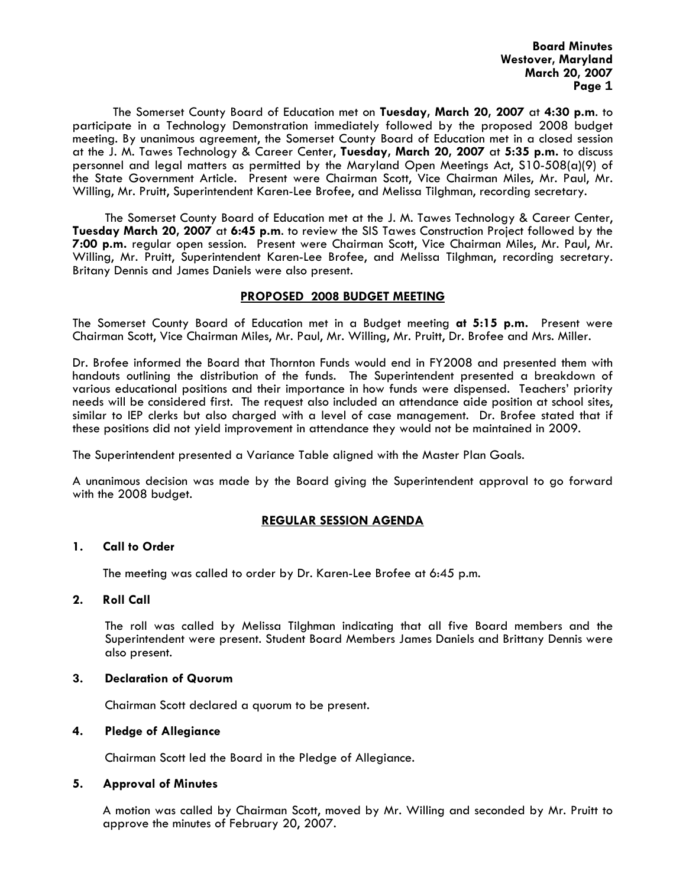The Somerset County Board of Education met on **Tuesday, March 20, 2007** at **4:30 p.m.** to participate in a Technology Demonstration immediately followed by the proposed 2008 budget meeting. By unanimous agreement, the Somerset County Board of Education met in a closed session at the J. M. Tawes Technology & Career Center, **Tuesday, March 20, 2007** at **5:35 p.m.** to discuss personnel and legal matters as permitted by the Maryland Open Meetings Act, S10-508(a)(9) of the State Government Article. Present were Chairman Scott, Vice Chairman Miles, Mr. Paul, Mr. Willing, Mr. Pruitt, Superintendent Karen-Lee Brofee, and Melissa Tilghman, recording secretary.

The Somerset County Board of Education met at the J. M. Tawes Technology & Career Center, **Tuesday March 20, 2007** at **6:45 p.m.** to review the SIS Tawes Construction Project followed by the **7:00 p.m.** regular open session. Present were Chairman Scott, Vice Chairman Miles, Mr. Paul, Mr. Willing, Mr. Pruitt, Superintendent Karen-Lee Brofee, and Melissa Tilghman, recording secretary. Britany Dennis and James Daniels were also present.

## PROPOSED 2008 BUDGET MEETING

The Somerset County Board of Education met in a Budget meeting **at 5:15 p.m.** Present were Chairman Scott, Vice Chairman Miles, Mr. Paul, Mr. Willing, Mr. Pruitt, Dr. Brofee and Mrs. Miller.

Dr. Brofee informed the Board that Thornton Funds would end in FY2008 and presented them with handouts outlining the distribution of the funds. The Superintendent presented a breakdown of various educational positions and their importance in how funds were dispensed. Teachers' priority needs will be considered first. The request also included an attendance aide position at school sites, similar to IEP clerks but also charged with a level of case management. Dr. Brofee stated that if these positions did not yield improvement in attendance they would not be maintained in 2009.

The Superintendent presented a Variance Table aligned with the Master Plan Goals.

A unanimous decision was made by the Board giving the Superintendent approval to go forward with the 2008 budget.

## REGULAR SESSION AGENDA

### 1. Call to Order

The meeting was called to order by Dr. Karen-Lee Brofee at 6:45 p.m.

### 2. Roll Call

The roll was called by Melissa Tilghman indicating that all five Board members and the Superintendent were present. Student Board Members James Daniels and Brittany Dennis were also present.

### 3. Declaration of Quorum

Chairman Scott declared a quorum to be present.

### 4. Pledge of Allegiance

Chairman Scott led the Board in the Pledge of Allegiance.

### 5. Approval of Minutes

A motion was called by Chairman Scott, moved by Mr. Willing and seconded by Mr. Pruitt to approve the minutes of February 20, 2007.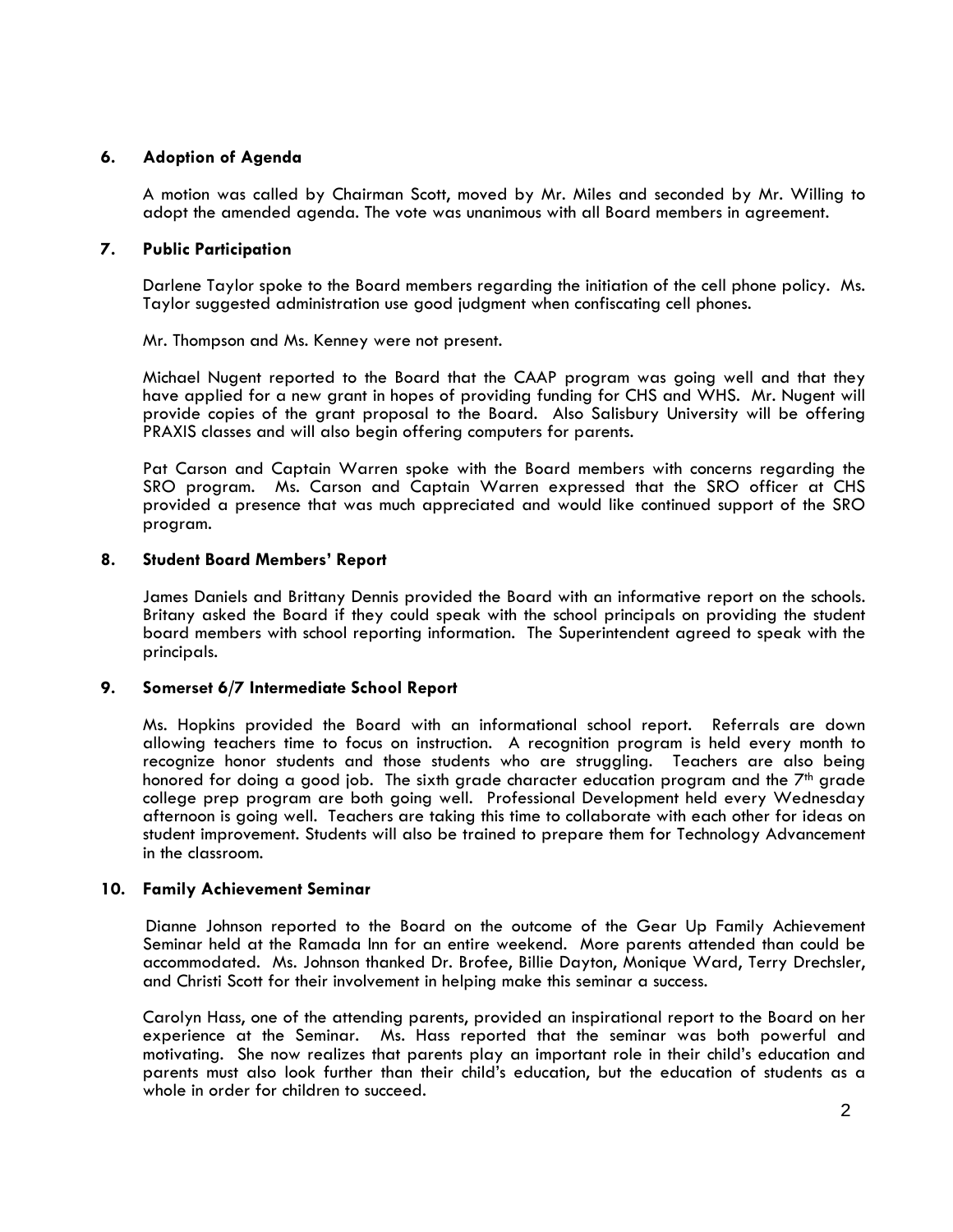## 6. Adoption of Agenda

A motion was called by Chairman Scott, moved by Mr. Miles and seconded by Mr. Willing to adopt the amended agenda. The vote was unanimous with all Board members in agreement.

## 7. Public Participation

Darlene Taylor spoke to the Board members regarding the initiation of the cell phone policy. Ms. Taylor suggested administration use good judgment when confiscating cell phones.

Mr. Thompson and Ms. Kenney were not present.

Michael Nugent reported to the Board that the CAAP program was going well and that they have applied for a new grant in hopes of providing funding for CHS and WHS. Mr. Nugent will provide copies of the grant proposal to the Board. Also Salisbury University will be offering PRAXIS classes and will also begin offering computers for parents.

Pat Carson and Captain Warren spoke with the Board members with concerns regarding the SRO program. Ms. Carson and Captain Warren expressed that the SRO officer at CHS provided a presence that was much appreciated and would like continued support of the SRO program.

## 8. Student Board Members' Report

James Daniels and Brittany Dennis provided the Board with an informative report on the schools. Britany asked the Board if they could speak with the school principals on providing the student board members with school reporting information. The Superintendent agreed to speak with the principals.

## 9. Somerset 6/7 Intermediate School Report

Ms. Hopkins provided the Board with an informational school report. Referrals are down allowing teachers time to focus on instruction. A recognition program is held every month to recognize honor students and those students who are struggling. Teachers are also being honored for doing a good job. The sixth grade character education program and the 7th grade college prep program are both going well. Professional Development held every Wednesday afternoon is going well. Teachers are taking this time to collaborate with each other for ideas on student improvement. Students will also be trained to prepare them for Technology Advancement in the classroom.

## 10. Family Achievement Seminar

Dianne Johnson reported to the Board on the outcome of the Gear Up Family Achievement Seminar held at the Ramada Inn for an entire weekend. More parents attended than could be accommodated. Ms. Johnson thanked Dr. Brofee, Billie Dayton, Monique Ward, Terry Drechsler, and Christi Scott for their involvement in helping make this seminar a success.

Carolyn Hass, one of the attending parents, provided an inspirational report to the Board on her experience at the Seminar. Ms. Hass reported that the seminar was both powerful and motivating. She now realizes that parents play an important role in their child's education and parents must also look further than their child's education, but the education of students as a whole in order for children to succeed.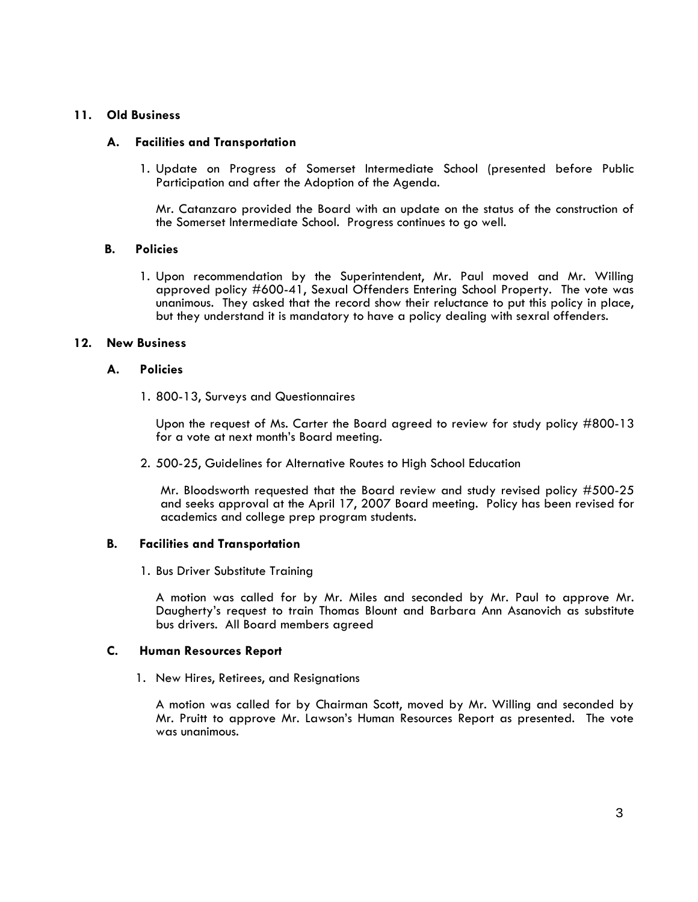## 11. Old Business

### A. Facilities and Transportation

1. Update on Progress of Somerset Intermediate School (presented before Public Participation and after the Adoption of the Agenda.

   Mr. Catanzaro provided the Board with an update on the status of the construction of the Somerset Intermediate School. Progress continues to go well.

### B. Policies

1. Upon recommendation by the Superintendent, Mr. Paul moved and Mr. Willing approved policy #600-41, Sexual Offenders Entering School Property. The vote was unanimous. They asked that the record show their reluctance to put this policy in place, but they understand it is mandatory to have a policy dealing with sexral offenders.

## 12. New Business

### A. Policies

1. 800-13, Surveys and Questionnaires

   Upon the request of Ms. Carter the Board agreed to review for study policy #800-13 for a vote at next month's Board meeting.

2. 500-25, Guidelines for Alternative Routes to High School Education

   Mr. Bloodsworth requested that the Board review and study revised policy #500-25 and seeks approval at the April 17, 2007 Board meeting. Policy has been revised for academics and college prep program students.

### B. Facilities and Transportation

1. Bus Driver Substitute Training

   A motion was called for by Mr. Miles and seconded by Mr. Paul to approve Mr. Daugherty's request to train Thomas Blount and Barbara Ann Asanovich as substitute bus drivers. All Board members agreed

### C. Human Resources Report

1. New Hires, Retirees, and Resignations

   A motion was called for by Chairman Scott, moved by Mr. Willing and seconded by Mr. Pruitt to approve Mr. Lawson's Human Resources Report as presented. The vote was unanimous.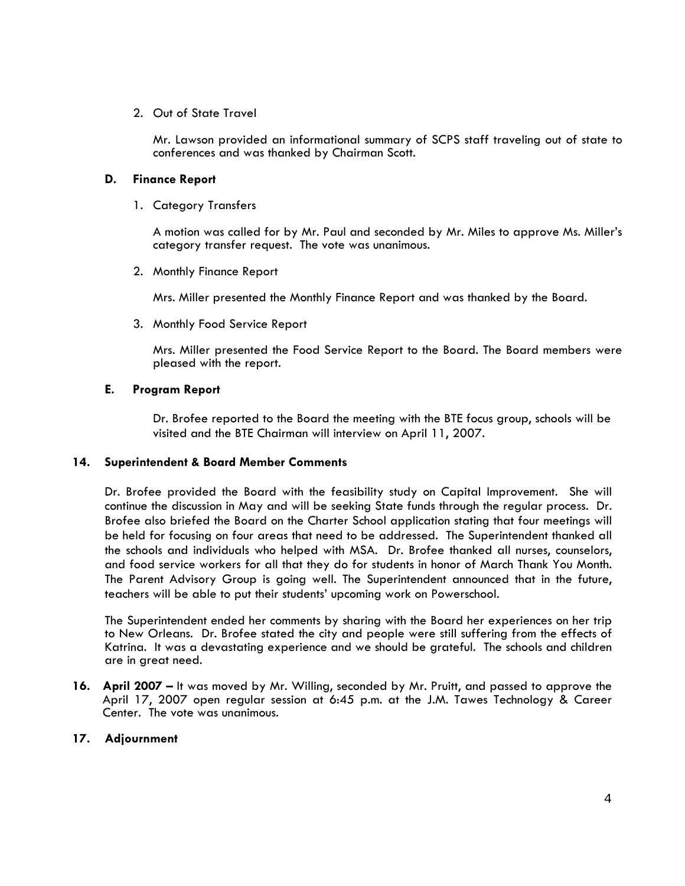2. Out of State Travel

   Mr. Lawson provided an informational summary of SCPS staff traveling out of state to conferences and was thanked by Chairman Scott.

**D. Finance Report**

1. Category Transfers

   A motion was called for by Mr. Paul and seconded by Mr. Miles to approve Ms. Miller's category transfer request. The vote was unanimous.

2. Monthly Finance Report

   Mrs. Miller presented the Monthly Finance Report and was thanked by the Board.

3. Monthly Food Service Report

   Mrs. Miller presented the Food Service Report to the Board. The Board members were pleased with the report.

**E. Program Report**

Dr. Brofee reported to the Board the meeting with the BTE focus group, schools will be visited and the BTE Chairman will interview on April 11, 2007.

**14. Superintendent & Board Member Comments**

Dr. Brofee provided the Board with the feasibility study on Capital Improvement. She will continue the discussion in May and will be seeking State funds through the regular process. Dr. Brofee also briefed the Board on the Charter School application stating that four meetings will be held for focusing on four areas that need to be addressed. The Superintendent thanked all the schools and individuals who helped with MSA. Dr. Brofee thanked all nurses, counselors, and food service workers for all that they do for students in honor of March Thank You Month. The Parent Advisory Group is going well. The Superintendent announced that in the future, teachers will be able to put their students' upcoming work on Powerschool.

The Superintendent ended her comments by sharing with the Board her experiences on her trip to New Orleans. Dr. Brofee stated the city and people were still suffering from the effects of Katrina. It was a devastating experience and we should be grateful. The schools and children are in great need.

**16. April 2007 –** It was moved by Mr. Willing, seconded by Mr. Pruitt, and passed to approve the April 17, 2007 open regular session at 6:45 p.m. at the J.M. Tawes Technology & Career Center. The vote was unanimous.

**17. Adjournment**